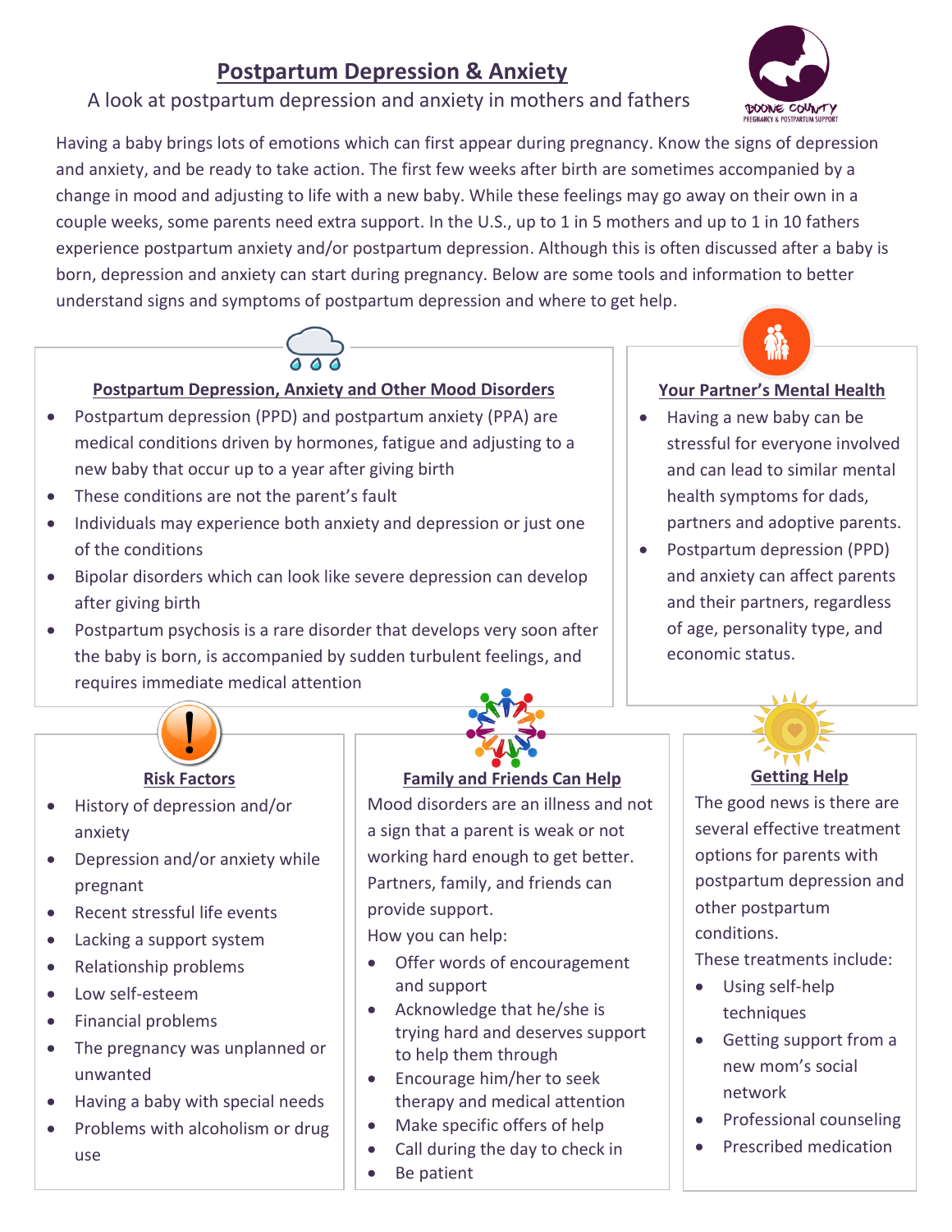# Postpartum Depression & Anxiety

A look at postpartum depression and anxiety in mothers and fathers

Having a baby brings lots of emotions which can first appear during pregnancy. Know the signs of depression and anxiety, and be ready to take action. The first few weeks after birth are sometimes accompanied by a change in mood and adjusting to life with a new baby. While these feelings may go away on their own in a couple weeks, some parents need extra support. In the U.S., up to 1 in 5 mothers and up to 1 in 10 fathers experience postpartum anxiety and/or postpartum depression. Although this is often discussed after a baby is born, depression and anxiety can start during pregnancy. Below are some tools and information to better understand signs and symptoms of postpartum depression and where to get help.

## Postpartum Depression, Anxiety and Other Mood Disorders

- Postpartum depression (PPD) and postpartum anxiety (PPA) are medical conditions driven by hormones, fatigue and adjusting to a new baby that occur up to a year after giving birth
- These conditions are not the parent's fault
- Individuals may experience both anxiety and depression or just one of the conditions
- Bipolar disorders which can look like severe depression can develop after giving birth
- Postpartum psychosis is a rare disorder that develops very soon after the baby is born, is accompanied by sudden turbulent feelings, and requires immediate medical attention

## Your Partner's Mental Health

- Having a new baby can be stressful for everyone involved and can lead to similar mental health symptoms for dads, partners and adoptive parents.
- Postpartum depression (PPD) and anxiety can affect parents and their partners, regardless of age, personality type, and economic status.

## Risk Factors

- History of depression and/or anxiety
- Depression and/or anxiety while pregnant
- Recent stressful life events
- Lacking a support system
- Relationship problems
- Low self-esteem
- Financial problems
- The pregnancy was unplanned or unwanted
- Having a baby with special needs
- Problems with alcoholism or drug use

## Family and Friends Can Help

Mood disorders are an illness and not a sign that a parent is weak or not working hard enough to get better. Partners, family, and friends can provide support.

How you can help:

- Offer words of encouragement and support
- Acknowledge that he/she is trying hard and deserves support to help them through
- Encourage him/her to seek therapy and medical attention
- Make specific offers of help
- Call during the day to check in
- Be patient

## Getting Help

The good news is there are several effective treatment options for parents with postpartum depression and other postpartum conditions.

These treatments include:

- Using self-help techniques
- Getting support from a new mom's social network
- Professional counseling
- Prescribed medication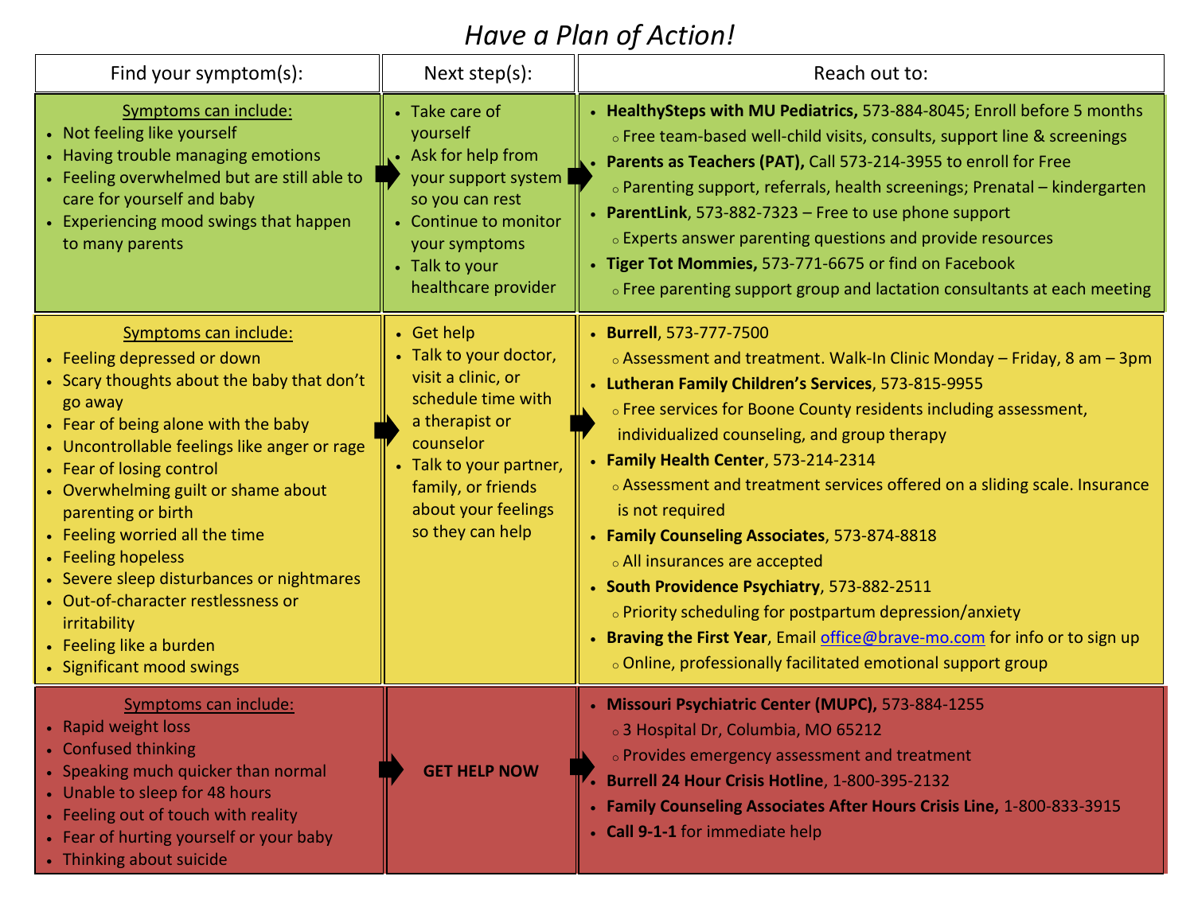# *Have a Plan of Action!*

| Find your symptom(s): | Next step(s): | Reach out to: |
|---|---|---|
| <u>Symptoms can include:</u><br>• Not feeling like yourself<br>• Having trouble managing emotions<br>• Feeling overwhelmed but are still able to care for yourself and baby<br>• Experiencing mood swings that happen to many parents | • Take care of yourself<br>• Ask for help from your support system so you can rest<br>• Continue to monitor your symptoms<br>• Talk to your healthcare provider | • **HealthySteps with MU Pediatrics,** 573-884-8045; Enroll before 5 months<br>  ○ Free team-based well-child visits, consults, support line & screenings<br>• **Parents as Teachers (PAT),** Call 573-214-3955 to enroll for Free<br>  ○ Parenting support, referrals, health screenings; Prenatal – kindergarten<br>• **ParentLink**, 573-882-7323 – Free to use phone support<br>  ○ Experts answer parenting questions and provide resources<br>• **Tiger Tot Mommies,** 573-771-6675 or find on Facebook<br>  ○ Free parenting support group and lactation consultants at each meeting |
| <u>Symptoms can include:</u><br>• Feeling depressed or down<br>• Scary thoughts about the baby that don't go away<br>• Fear of being alone with the baby<br>• Uncontrollable feelings like anger or rage<br>• Fear of losing control<br>• Overwhelming guilt or shame about parenting or birth<br>• Feeling worried all the time<br>• Feeling hopeless<br>• Severe sleep disturbances or nightmares<br>• Out-of-character restlessness or irritability<br>• Feeling like a burden<br>• Significant mood swings | • Get help<br>• Talk to your doctor, visit a clinic, or schedule time with a therapist or counselor<br>• Talk to your partner, family, or friends about your feelings so they can help | • **Burrell**, 573-777-7500<br>  ○ Assessment and treatment. Walk-In Clinic Monday – Friday, 8 am – 3pm<br>• **Lutheran Family Children's Services**, 573-815-9955<br>  ○ Free services for Boone County residents including assessment, individualized counseling, and group therapy<br>• **Family Health Center**, 573-214-2314<br>  ○ Assessment and treatment services offered on a sliding scale. Insurance is not required<br>• **Family Counseling Associates**, 573-874-8818<br>  ○ All insurances are accepted<br>• **South Providence Psychiatry**, 573-882-2511<br>  ○ Priority scheduling for postpartum depression/anxiety<br>• **Braving the First Year**, Email office@brave-mo.com for info or to sign up<br>  ○ Online, professionally facilitated emotional support group |
| <u>Symptoms can include:</u><br>• Rapid weight loss<br>• Confused thinking<br>• Speaking much quicker than normal<br>• Unable to sleep for 48 hours<br>• Feeling out of touch with reality<br>• Fear of hurting yourself or your baby<br>• Thinking about suicide | **GET HELP NOW** | • **Missouri Psychiatric Center (MUPC),** 573-884-1255<br>  ○ 3 Hospital Dr, Columbia, MO 65212<br>  ○ Provides emergency assessment and treatment<br>• **Burrell 24 Hour Crisis Hotline**, 1-800-395-2132<br>• **Family Counseling Associates After Hours Crisis Line,** 1-800-833-3915<br>• **Call 9-1-1** for immediate help |